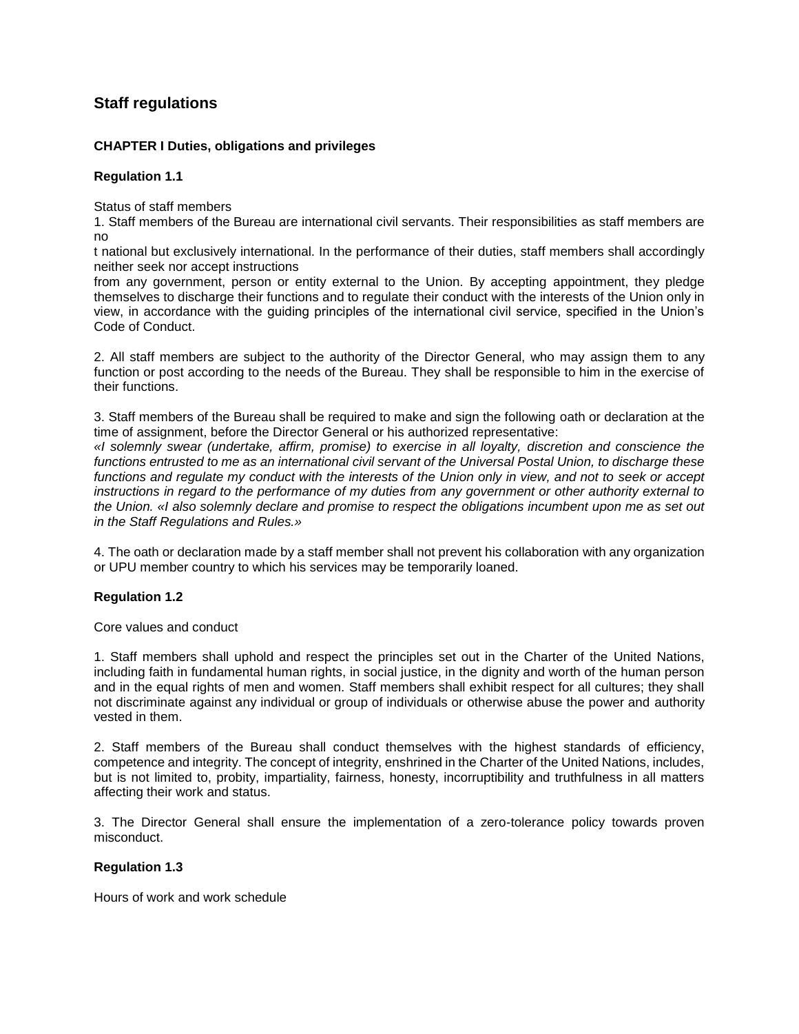# Staff regulations

## CHAPTER I Duties, obligations and privileges

### Regulation 1.1

Status of staff members

1. Staff members of the Bureau are international civil servants. Their responsibilities as staff members are not national but exclusively international. In the performance of their duties, staff members shall accordingly neither seek nor accept instructions from any government, person or entity external to the Union. By accepting appointment, they pledge themselves to discharge their functions and to regulate their conduct with the interests of the Union only in view, in accordance with the guiding principles of the international civil service, specified in the Union's Code of Conduct.

2. All staff members are subject to the authority of the Director General, who may assign them to any function or post according to the needs of the Bureau. They shall be responsible to him in the exercise of their functions.

3. Staff members of the Bureau shall be required to make and sign the following oath or declaration at the time of assignment, before the Director General or his authorized representative:
*«I solemnly swear (undertake, affirm, promise) to exercise in all loyalty, discretion and conscience the functions entrusted to me as an international civil servant of the Universal Postal Union, to discharge these functions and regulate my conduct with the interests of the Union only in view, and not to seek or accept instructions in regard to the performance of my duties from any government or other authority external to the Union. «I also solemnly declare and promise to respect the obligations incumbent upon me as set out in the Staff Regulations and Rules.»*

4. The oath or declaration made by a staff member shall not prevent his collaboration with any organization or UPU member country to which his services may be temporarily loaned.

### Regulation 1.2

Core values and conduct

1. Staff members shall uphold and respect the principles set out in the Charter of the United Nations, including faith in fundamental human rights, in social justice, in the dignity and worth of the human person and in the equal rights of men and women. Staff members shall exhibit respect for all cultures; they shall not discriminate against any individual or group of individuals or otherwise abuse the power and authority vested in them.

2. Staff members of the Bureau shall conduct themselves with the highest standards of efficiency, competence and integrity. The concept of integrity, enshrined in the Charter of the United Nations, includes, but is not limited to, probity, impartiality, fairness, honesty, incorruptibility and truthfulness in all matters affecting their work and status.

3. The Director General shall ensure the implementation of a zero-tolerance policy towards proven misconduct.

### Regulation 1.3

Hours of work and work schedule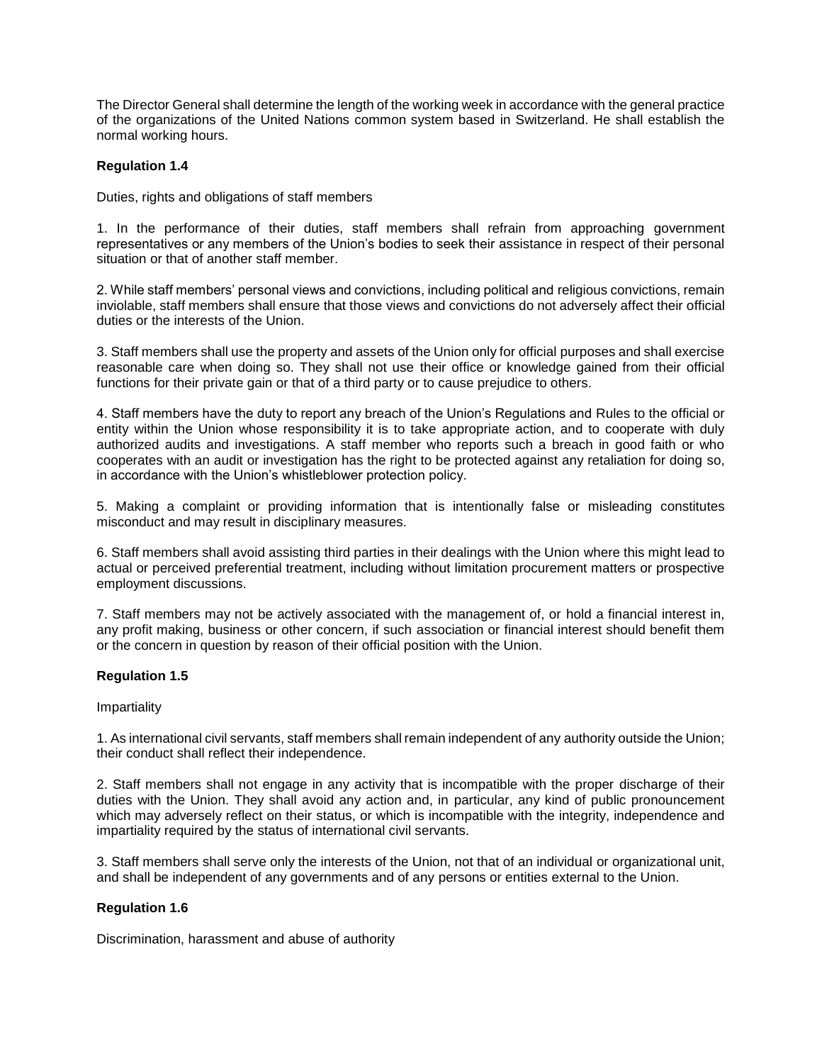The Director General shall determine the length of the working week in accordance with the general practice of the organizations of the United Nations common system based in Switzerland. He shall establish the normal working hours.

**Regulation 1.4**

Duties, rights and obligations of staff members

1. In the performance of their duties, staff members shall refrain from approaching government representatives or any members of the Union's bodies to seek their assistance in respect of their personal situation or that of another staff member.

2. While staff members' personal views and convictions, including political and religious convictions, remain inviolable, staff members shall ensure that those views and convictions do not adversely affect their official duties or the interests of the Union.

3. Staff members shall use the property and assets of the Union only for official purposes and shall exercise reasonable care when doing so. They shall not use their office or knowledge gained from their official functions for their private gain or that of a third party or to cause prejudice to others.

4. Staff members have the duty to report any breach of the Union's Regulations and Rules to the official or entity within the Union whose responsibility it is to take appropriate action, and to cooperate with duly authorized audits and investigations. A staff member who reports such a breach in good faith or who cooperates with an audit or investigation has the right to be protected against any retaliation for doing so, in accordance with the Union's whistleblower protection policy.

5. Making a complaint or providing information that is intentionally false or misleading constitutes misconduct and may result in disciplinary measures.

6. Staff members shall avoid assisting third parties in their dealings with the Union where this might lead to actual or perceived preferential treatment, including without limitation procurement matters or prospective employment discussions.

7. Staff members may not be actively associated with the management of, or hold a financial interest in, any profit making, business or other concern, if such association or financial interest should benefit them or the concern in question by reason of their official position with the Union.

**Regulation 1.5**

Impartiality

1. As international civil servants, staff members shall remain independent of any authority outside the Union; their conduct shall reflect their independence.

2. Staff members shall not engage in any activity that is incompatible with the proper discharge of their duties with the Union. They shall avoid any action and, in particular, any kind of public pronouncement which may adversely reflect on their status, or which is incompatible with the integrity, independence and impartiality required by the status of international civil servants.

3. Staff members shall serve only the interests of the Union, not that of an individual or organizational unit, and shall be independent of any governments and of any persons or entities external to the Union.

**Regulation 1.6**

Discrimination, harassment and abuse of authority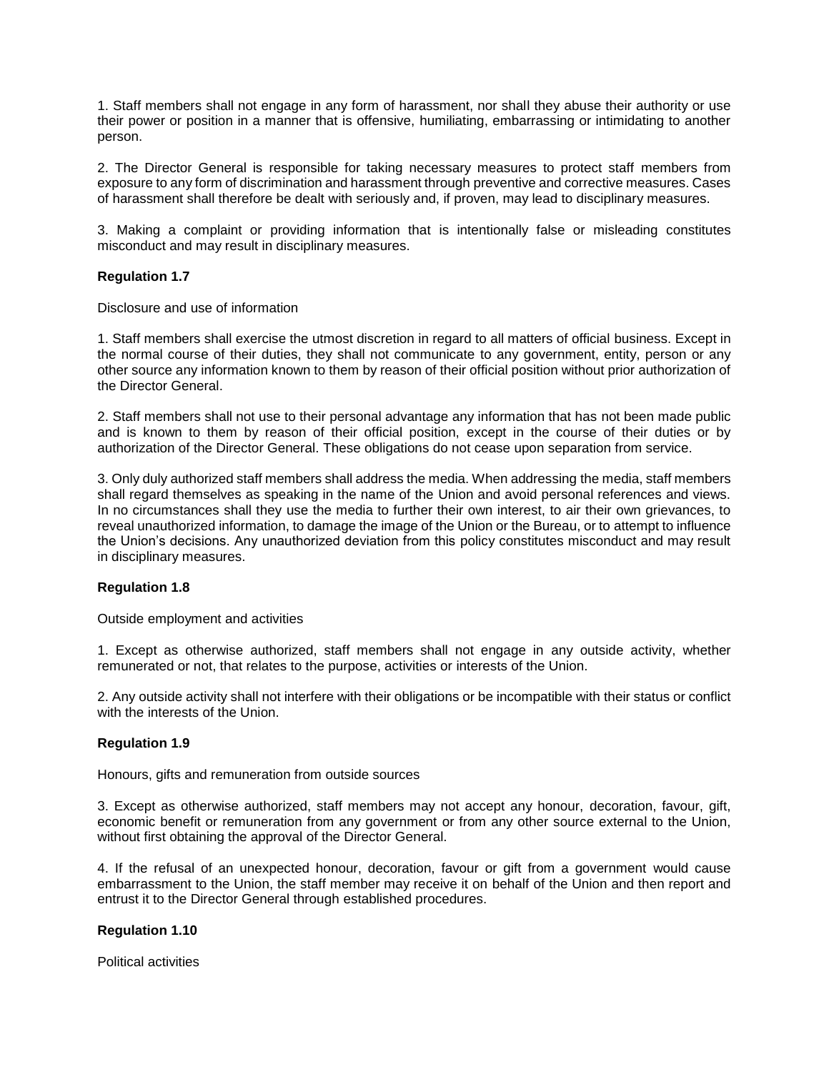1. Staff members shall not engage in any form of harassment, nor shall they abuse their authority or use their power or position in a manner that is offensive, humiliating, embarrassing or intimidating to another person.

2. The Director General is responsible for taking necessary measures to protect staff members from exposure to any form of discrimination and harassment through preventive and corrective measures. Cases of harassment shall therefore be dealt with seriously and, if proven, may lead to disciplinary measures.

3. Making a complaint or providing information that is intentionally false or misleading constitutes misconduct and may result in disciplinary measures.

**Regulation 1.7**

Disclosure and use of information

1. Staff members shall exercise the utmost discretion in regard to all matters of official business. Except in the normal course of their duties, they shall not communicate to any government, entity, person or any other source any information known to them by reason of their official position without prior authorization of the Director General.

2. Staff members shall not use to their personal advantage any information that has not been made public and is known to them by reason of their official position, except in the course of their duties or by authorization of the Director General. These obligations do not cease upon separation from service.

3. Only duly authorized staff members shall address the media. When addressing the media, staff members shall regard themselves as speaking in the name of the Union and avoid personal references and views. In no circumstances shall they use the media to further their own interest, to air their own grievances, to reveal unauthorized information, to damage the image of the Union or the Bureau, or to attempt to influence the Union's decisions. Any unauthorized deviation from this policy constitutes misconduct and may result in disciplinary measures.

**Regulation 1.8**

Outside employment and activities

1. Except as otherwise authorized, staff members shall not engage in any outside activity, whether remunerated or not, that relates to the purpose, activities or interests of the Union.

2. Any outside activity shall not interfere with their obligations or be incompatible with their status or conflict with the interests of the Union.

**Regulation 1.9**

Honours, gifts and remuneration from outside sources

3. Except as otherwise authorized, staff members may not accept any honour, decoration, favour, gift, economic benefit or remuneration from any government or from any other source external to the Union, without first obtaining the approval of the Director General.

4. If the refusal of an unexpected honour, decoration, favour or gift from a government would cause embarrassment to the Union, the staff member may receive it on behalf of the Union and then report and entrust it to the Director General through established procedures.

**Regulation 1.10**

Political activities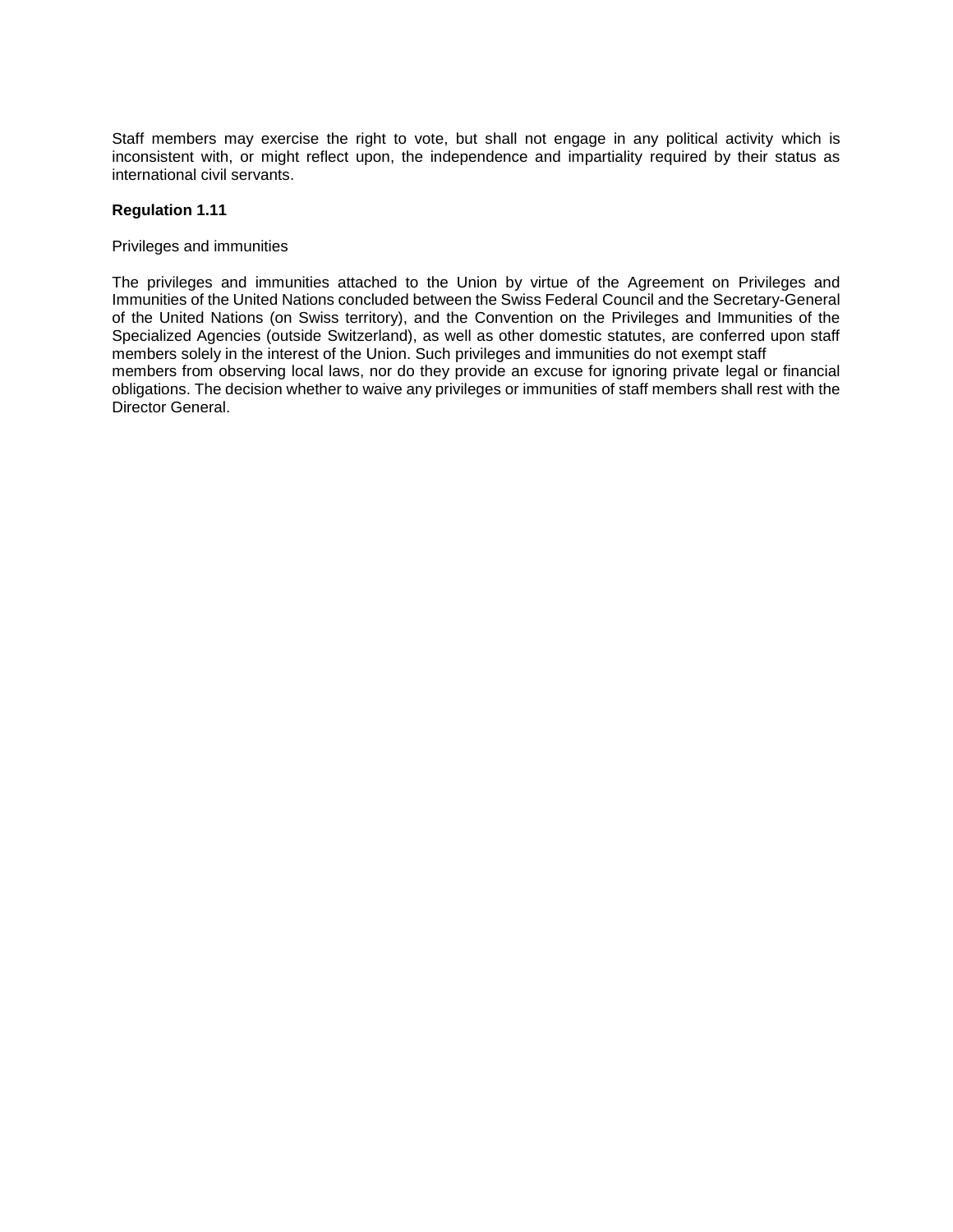Staff members may exercise the right to vote, but shall not engage in any political activity which is inconsistent with, or might reflect upon, the independence and impartiality required by their status as international civil servants.

**Regulation 1.11**

Privileges and immunities

The privileges and immunities attached to the Union by virtue of the Agreement on Privileges and Immunities of the United Nations concluded between the Swiss Federal Council and the Secretary-General of the United Nations (on Swiss territory), and the Convention on the Privileges and Immunities of the Specialized Agencies (outside Switzerland), as well as other domestic statutes, are conferred upon staff members solely in the interest of the Union. Such privileges and immunities do not exempt staff members from observing local laws, nor do they provide an excuse for ignoring private legal or financial obligations. The decision whether to waive any privileges or immunities of staff members shall rest with the Director General.